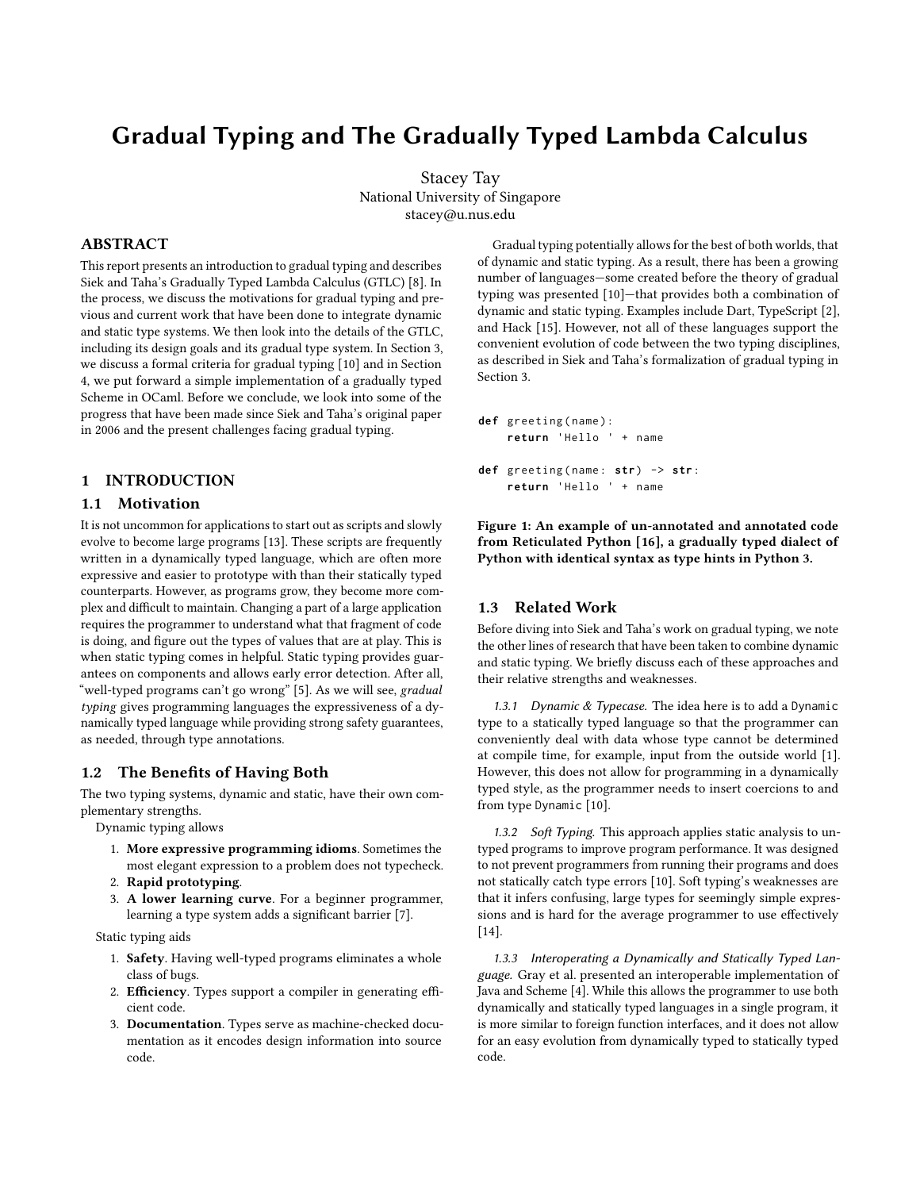# Gradual Typing and The Gradually Typed Lambda Calculus

Stacey Tay
National University of Singapore
stacey@u.nus.edu

## ABSTRACT

This report presents an introduction to gradual typing and describes Siek and Taha's Gradually Typed Lambda Calculus (GTLC) [8]. In the process, we discuss the motivations for gradual typing and previous and current work that have been done to integrate dynamic and static type systems. We then look into the details of the GTLC, including its design goals and its gradual type system. In Section 3, we discuss a formal criteria for gradual typing [10] and in Section 4, we put forward a simple implementation of a gradually typed Scheme in OCaml. Before we conclude, we look into some of the progress that have been made since Siek and Taha's original paper in 2006 and the present challenges facing gradual typing.

## 1 INTRODUCTION

### 1.1 Motivation

It is not uncommon for applications to start out as scripts and slowly evolve to become large programs [13]. These scripts are frequently written in a dynamically typed language, which are often more expressive and easier to prototype with than their statically typed counterparts. However, as programs grow, they become more complex and difficult to maintain. Changing a part of a large application requires the programmer to understand what that fragment of code is doing, and figure out the types of values that are at play. This is when static typing comes in helpful. Static typing provides guarantees on components and allows early error detection. After all, "well-typed programs can't go wrong" [5]. As we will see, *gradual typing* gives programming languages the expressiveness of a dynamically typed language while providing strong safety guarantees, as needed, through type annotations.

### 1.2 The Benefits of Having Both

The two typing systems, dynamic and static, have their own complementary strengths.

Dynamic typing allows

1. **More expressive programming idioms**. Sometimes the most elegant expression to a problem does not typecheck.
2. **Rapid prototyping**.
3. **A lower learning curve**. For a beginner programmer, learning a type system adds a significant barrier [7].

Static typing aids

1. **Safety**. Having well-typed programs eliminates a whole class of bugs.
2. **Efficiency**. Types support a compiler in generating efficient code.
3. **Documentation**. Types serve as machine-checked documentation as it encodes design information into source code.

Gradual typing potentially allows for the best of both worlds, that of dynamic and static typing. As a result, there has been a growing number of languages—some created before the theory of gradual typing was presented [10]—that provides both a combination of dynamic and static typing. Examples include Dart, TypeScript [2], and Hack [15]. However, not all of these languages support the convenient evolution of code between the two typing disciplines, as described in Siek and Taha's formalization of gradual typing in Section 3.

```
def greeting(name):
    return 'Hello ' + name

def greeting(name: str) -> str:
    return 'Hello ' + name
```

**Figure 1: An example of un-annotated and annotated code from Reticulated Python [16], a gradually typed dialect of Python with identical syntax as type hints in Python 3.**

### 1.3 Related Work

Before diving into Siek and Taha's work on gradual typing, we note the other lines of research that have been taken to combine dynamic and static typing. We briefly discuss each of these approaches and their relative strengths and weaknesses.

*1.3.1 Dynamic & Typecase.* The idea here is to add a `Dynamic` type to a statically typed language so that the programmer can conveniently deal with data whose type cannot be determined at compile time, for example, input from the outside world [1]. However, this does not allow for programming in a dynamically typed style, as the programmer needs to insert coercions to and from type `Dynamic` [10].

*1.3.2 Soft Typing.* This approach applies static analysis to untyped programs to improve program performance. It was designed to not prevent programmers from running their programs and does not statically catch type errors [10]. Soft typing's weaknesses are that it infers confusing, large types for seemingly simple expressions and is hard for the average programmer to use effectively [14].

*1.3.3 Interoperating a Dynamically and Statically Typed Language.* Gray et al. presented an interoperable implementation of Java and Scheme [4]. While this allows the programmer to use both dynamically and statically typed languages in a single program, it is more similar to foreign function interfaces, and it does not allow for an easy evolution from dynamically typed to statically typed code.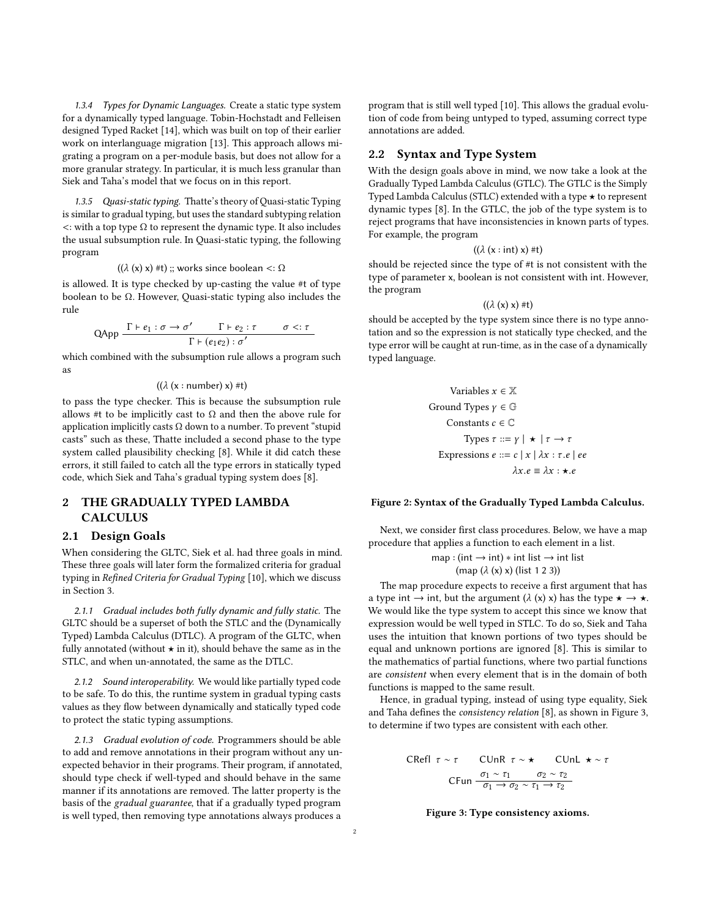*1.3.4 Types for Dynamic Languages.* Create a static type system for a dynamically typed language. Tobin-Hochstadt and Felleisen designed Typed Racket [14], which was built on top of their earlier work on interlanguage migration [13]. This approach allows migrating a program on a per-module basis, but does not allow for a more granular strategy. In particular, it is much less granular than Siek and Taha's model that we focus on in this report.

*1.3.5 Quasi-static typing.* Thatte's theory of Quasi-static Typing is similar to gradual typing, but uses the standard subtyping relation <: with a top type Ω to represent the dynamic type. It also includes the usual subsumption rule. In Quasi-static typing, the following program

$$((\lambda \text{ (x) x) \#t) ;; works since boolean} <: \Omega$$

is allowed. It is type checked by up-casting the value #t of type boolean to be Ω. However, Quasi-static typing also includes the rule

$$\text{QApp}\ \frac{\Gamma \vdash e_1 : \sigma \to \sigma' \qquad \Gamma \vdash e_2 : \tau \qquad \sigma <: \tau}{\Gamma \vdash (e_1 e_2) : \sigma'}$$

which combined with the subsumption rule allows a program such as

$$((\lambda \text{ (x : number) x) \#t)}$$

to pass the type checker. This is because the subsumption rule allows #t to be implicitly cast to Ω and then the above rule for application implicitly casts Ω down to a number. To prevent "stupid casts" such as these, Thatte included a second phase to the type system called plausibility checking [8]. While it did catch these errors, it still failed to catch all the type errors in statically typed code, which Siek and Taha's gradual typing system does [8].

## 2 THE GRADUALLY TYPED LAMBDA CALCULUS

### 2.1 Design Goals

When considering the GLTC, Siek et al. had three goals in mind. These three goals will later form the formalized criteria for gradual typing in *Refined Criteria for Gradual Typing* [10], which we discuss in Section 3.

*2.1.1 Gradual includes both fully dynamic and fully static.* The GLTC should be a superset of both the STLC and the (Dynamically Typed) Lambda Calculus (DTLC). A program of the GLTC, when fully annotated (without ⋆ in it), should behave the same as in the STLC, and when un-annotated, the same as the DTLC.

*2.1.2 Sound interoperability.* We would like partially typed code to be safe. To do this, the runtime system in gradual typing casts values as they flow between dynamically and statically typed code to protect the static typing assumptions.

*2.1.3 Gradual evolution of code.* Programmers should be able to add and remove annotations in their program without any unexpected behavior in their programs. Their program, if annotated, should type check if well-typed and should behave in the same manner if its annotations are removed. The latter property is the basis of the *gradual guarantee*, that if a gradually typed program is well typed, then removing type annotations always produces a program that is still well typed [10]. This allows the gradual evolution of code from being untyped to typed, assuming correct type annotations are added.

### 2.2 Syntax and Type System

With the design goals above in mind, we now take a look at the Gradually Typed Lambda Calculus (GTLC). The GTLC is the Simply Typed Lambda Calculus (STLC) extended with a type ⋆ to represent dynamic types [8]. In the GTLC, the job of the type system is to reject programs that have inconsistencies in known parts of types. For example, the program

$$((\lambda \text{ (x : int) x) \#t)}$$

should be rejected since the type of #t is not consistent with the type of parameter x, boolean is not consistent with int. However, the program

$$((\lambda \text{ (x) x) \#t)}$$

should be accepted by the type system since there is no type annotation and so the expression is not statically type checked, and the type error will be caught at run-time, as in the case of a dynamically typed language.

$$
\begin{aligned}
\text{Variables } & x \in \mathbb{X} \\
\text{Ground Types } & \gamma \in \mathbb{G} \\
\text{Constants } & c \in \mathbb{C} \\
\text{Types } & \tau ::= \gamma \mid \star \mid \tau \to \tau \\
\text{Expressions } & e ::= c \mid x \mid \lambda x : \tau . e \mid e e \\
& \lambda x . e \equiv \lambda x : \star . e
\end{aligned}
$$

**Figure 2: Syntax of the Gradually Typed Lambda Calculus.**

Next, we consider first class procedures. Below, we have a map procedure that applies a function to each element in a list.

$$\text{map} : (\text{int} \to \text{int}) * \text{int list} \to \text{int list}$$
$$\text{(map } (\lambda \text{ (x) x) (list 1 2 3))}$$

The map procedure expects to receive a first argument that has a type int → int, but the argument (λ (x) x) has the type ⋆ → ⋆. We would like the type system to accept this since we know that expression would be well typed in STLC. To do so, Siek and Taha uses the intuition that known portions of two types should be equal and unknown portions are ignored [8]. This is similar to the mathematics of partial functions, where two partial functions are *consistent* when every element that is in the domain of both functions is mapped to the same result.

Hence, in gradual typing, instead of using type equality, Siek and Taha defines the *consistency relation* [8], as shown in Figure 3, to determine if two types are consistent with each other.

$$\text{CRefl}\ \tau \sim \tau \qquad \text{CUnR}\ \tau \sim \star \qquad \text{CUnL}\ \star \sim \tau$$

$$\text{CFun}\ \frac{\sigma_1 \sim \tau_1 \qquad \sigma_2 \sim \tau_2}{\sigma_1 \to \sigma_2 \sim \tau_1 \to \tau_2}$$

**Figure 3: Type consistency axioms.**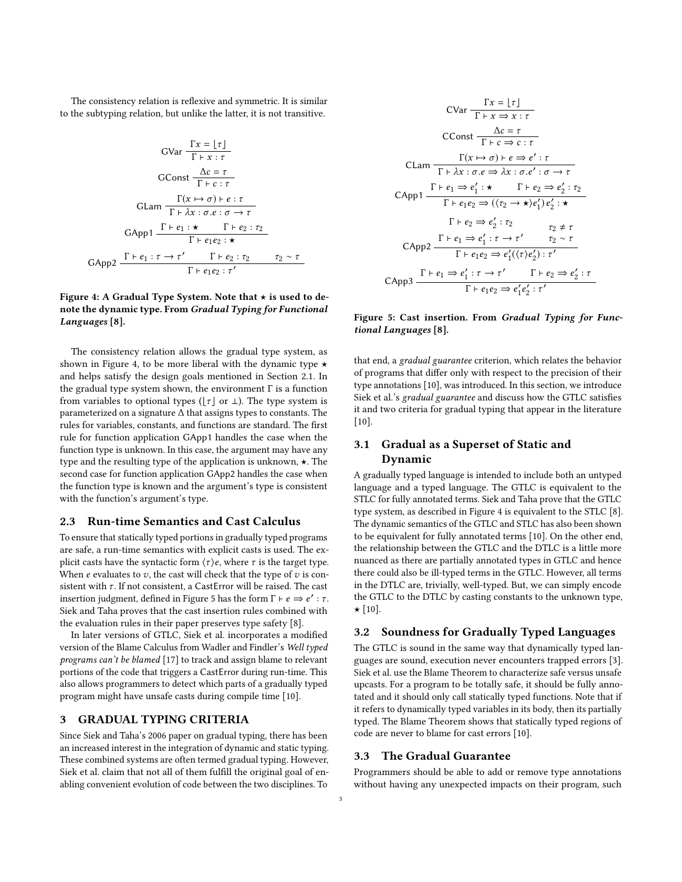The consistency relation is reflexive and symmetric. It is similar to the subtyping relation, but unlike the latter, it is not transitive.

$$\text{GVar}\ \frac{\Gamma x = \lfloor \tau \rfloor}{\Gamma \vdash x : \tau}$$

$$\text{GConst}\ \frac{\Delta c = \tau}{\Gamma \vdash c : \tau}$$

$$\text{GLam}\ \frac{\Gamma(x \mapsto \sigma) \vdash e : \tau}{\Gamma \vdash \lambda x : \sigma . e : \sigma \rightarrow \tau}$$

$$\text{GApp1}\ \frac{\Gamma \vdash e_1 : \star \qquad \Gamma \vdash e_2 : \tau_2}{\Gamma \vdash e_1 e_2 : \star}$$

$$\text{GApp2}\ \frac{\Gamma \vdash e_1 : \tau \rightarrow \tau' \qquad \Gamma \vdash e_2 : \tau_2 \qquad \tau_2 \sim \tau}{\Gamma \vdash e_1 e_2 : \tau'}$$

**Figure 4: A Gradual Type System. Note that $\star$ is used to denote the dynamic type. From *Gradual Typing for Functional Languages* [8].**

The consistency relation allows the gradual type system, as shown in Figure 4, to be more liberal with the dynamic type $\star$ and helps satisfy the design goals mentioned in Section 2.1. In the gradual type system shown, the environment $\Gamma$ is a function from variables to optional types ($\lfloor \tau \rfloor$ or $\bot$). The type system is parameterized on a signature $\Delta$ that assigns types to constants. The rules for variables, constants, and functions are standard. The first rule for function application GApp1 handles the case when the function type is unknown. In this case, the argument may have any type and the resulting type of the application is unknown, $\star$. The second case for function application GApp2 handles the case when the function type is known and the argument's type is consistent with the function's argument's type.

## 2.3 Run-time Semantics and Cast Calculus

To ensure that statically typed portions in gradually typed programs are safe, a run-time semantics with explicit casts is used. The explicit casts have the syntactic form $\langle \tau \rangle e$, where $\tau$ is the target type. When $e$ evaluates to $v$, the cast will check that the type of $v$ is consistent with $\tau$. If not consistent, a CastError will be raised. The cast insertion judgment, defined in Figure 5 has the form $\Gamma \vdash e \Rightarrow e' : \tau$. Siek and Taha proves that the cast insertion rules combined with the evaluation rules in their paper preserves type safety [8].

In later versions of GTLC, Siek et al. incorporates a modified version of the Blame Calculus from Wadler and Findler's *Well typed programs can't be blamed* [17] to track and assign blame to relevant portions of the code that triggers a CastError during run-time. This also allows programmers to detect which parts of a gradually typed program might have unsafe casts during compile time [10].

## 3 GRADUAL TYPING CRITERIA

Since Siek and Taha's 2006 paper on gradual typing, there has been an increased interest in the integration of dynamic and static typing. These combined systems are often termed gradual typing. However, Siek et al. claim that not all of them fulfill the original goal of enabling convenient evolution of code between the two disciplines. To that end, a *gradual guarantee* criterion, which relates the behavior of programs that differ only with respect to the precision of their type annotations [10], was introduced. In this section, we introduce Siek et al.'s *gradual guarantee* and discuss how the GTLC satisfies it and two criteria for gradual typing that appear in the literature [10].

$$\text{CVar}\ \frac{\Gamma x = \lfloor \tau \rfloor}{\Gamma \vdash x \Rightarrow x : \tau}$$

$$\text{CConst}\ \frac{\Delta c = \tau}{\Gamma \vdash c \Rightarrow c : \tau}$$

$$\text{CLam}\ \frac{\Gamma(x \mapsto \sigma) \vdash e \Rightarrow e' : \tau}{\Gamma \vdash \lambda x : \sigma . e \Rightarrow \lambda x : \sigma . e' : \sigma \rightarrow \tau}$$

$$\text{CApp1}\ \frac{\Gamma \vdash e_1 \Rightarrow e_1' : \star \qquad \Gamma \vdash e_2 \Rightarrow e_2' : \tau_2}{\Gamma \vdash e_1 e_2 \Rightarrow (\langle \tau_2 \rightarrow \star \rangle e_1')\, e_2' : \star}$$

$$\text{CApp2}\ \frac{\Gamma \vdash e_2 \Rightarrow e_2' : \tau_2 \qquad \Gamma \vdash e_1 \Rightarrow e_1' : \tau \rightarrow \tau' \qquad \tau_2 \neq \tau \qquad \tau_2 \sim \tau}{\Gamma \vdash e_1 e_2 \Rightarrow e_1'(\langle \tau \rangle e_2') : \tau'}$$

$$\text{CApp3}\ \frac{\Gamma \vdash e_1 \Rightarrow e_1' : \tau \rightarrow \tau' \qquad \Gamma \vdash e_2 \Rightarrow e_2' : \tau}{\Gamma \vdash e_1 e_2 \Rightarrow e_1' e_2' : \tau'}$$

**Figure 5: Cast insertion. From *Gradual Typing for Functional Languages* [8].**

### 3.1 Gradual as a Superset of Static and Dynamic

A gradually typed language is intended to include both an untyped language and a typed language. The GTLC is equivalent to the STLC for fully annotated terms. Siek and Taha prove that the GTLC type system, as described in Figure 4 is equivalent to the STLC [8]. The dynamic semantics of the GTLC and STLC has also been shown to be equivalent for fully annotated terms [10]. On the other end, the relationship between the GTLC and the DTLC is a little more nuanced as there are partially annotated types in GTLC and hence there could also be ill-typed terms in the GTLC. However, all terms in the DTLC are, trivially, well-typed. But, we can simply encode the GTLC to the DTLC by casting constants to the unknown type, $\star$ [10].

### 3.2 Soundness for Gradually Typed Languages

The GTLC is sound in the same way that dynamically typed languages are sound, execution never encounters trapped errors [3]. Siek et al. use the Blame Theorem to characterize safe versus unsafe upcasts. For a program to be totally safe, it should be fully annotated and it should only call statically typed functions. Note that if it refers to dynamically typed variables in its body, then its partially typed. The Blame Theorem shows that statically typed regions of code are never to blame for cast errors [10].

### 3.3 The Gradual Guarantee

Programmers should be able to add or remove type annotations without having any unexpected impacts on their program, such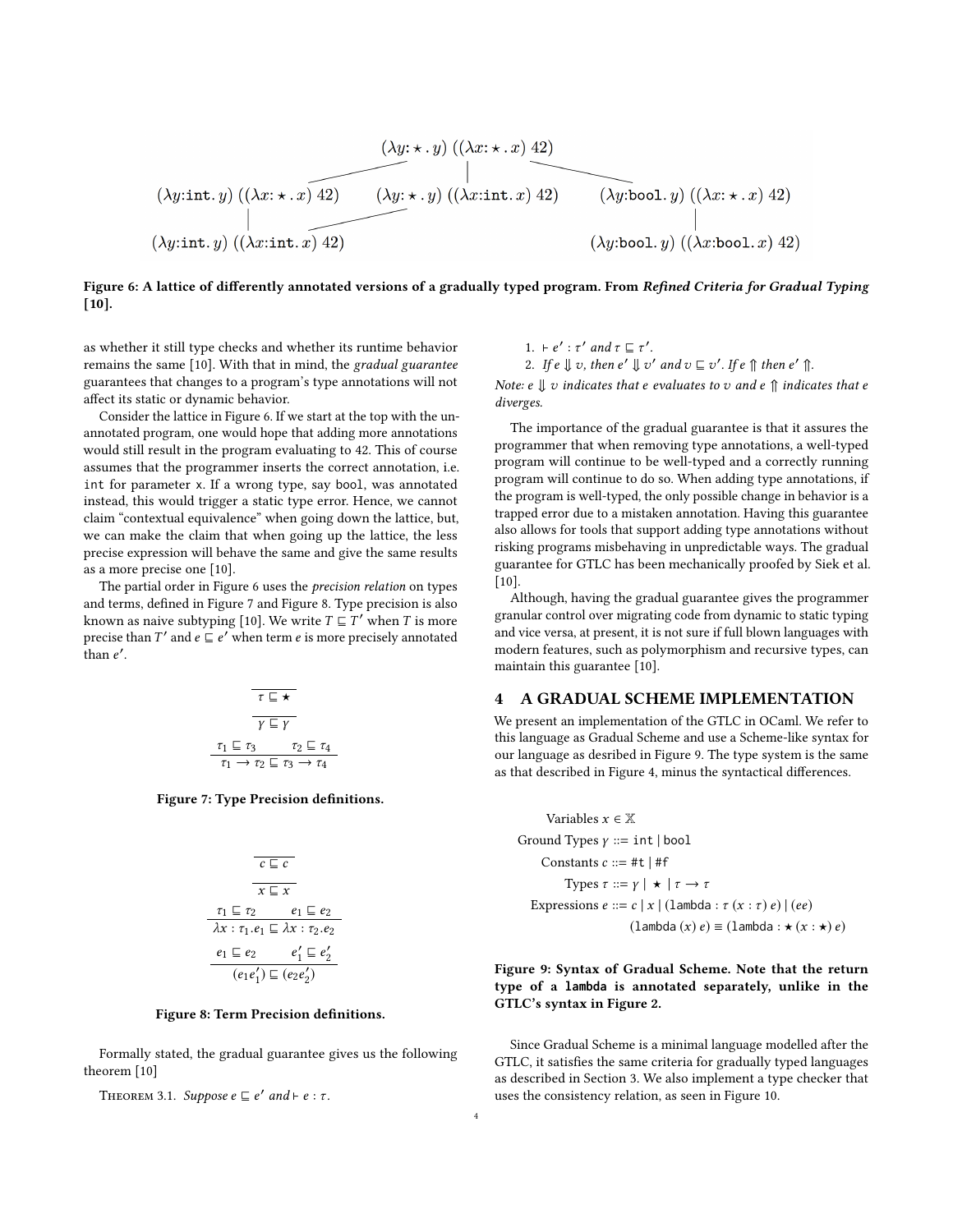$$(\lambda y{:}\star.\, y)\ ((\lambda x{:}\star.\, x)\ 42)$$

$$(\lambda y{:}\texttt{int}.\, y)\ ((\lambda x{:}\star.\, x)\ 42) \qquad (\lambda y{:}\star.\, y)\ ((\lambda x{:}\texttt{int}.\, x)\ 42) \qquad (\lambda y{:}\texttt{bool}.\, y)\ ((\lambda x{:}\star.\, x)\ 42)$$

$$(\lambda y{:}\texttt{int}.\, y)\ ((\lambda x{:}\texttt{int}.\, x)\ 42) \qquad\qquad (\lambda y{:}\texttt{bool}.\, y)\ ((\lambda x{:}\texttt{bool}.\, x)\ 42)$$

**Figure 6: A lattice of differently annotated versions of a gradually typed program. From *Refined Criteria for Gradual Typing* [10].**

as whether it still type checks and whether its runtime behavior remains the same [10]. With that in mind, the *gradual guarantee* guarantees that changes to a program's type annotations will not affect its static or dynamic behavior.

Consider the lattice in Figure 6. If we start at the top with the unannotated program, one would hope that adding more annotations would still result in the program evaluating to 42. This of course assumes that the programmer inserts the correct annotation, i.e. `int` for parameter `x`. If a wrong type, say `bool`, was annotated instead, this would trigger a static type error. Hence, we cannot claim "contextual equivalence" when going down the lattice, but, we can make the claim that when going up the lattice, the less precise expression will behave the same and give the same results as a more precise one [10].

The partial order in Figure 6 uses the *precision relation* on types and terms, defined in Figure 7 and Figure 8. Type precision is also known as naive subtyping [10]. We write $T \sqsubseteq T'$ when $T$ is more precise than $T'$ and $e \sqsubseteq e'$ when term $e$ is more precisely annotated than $e'$.

$$\frac{}{\tau \sqsubseteq \star}$$

$$\frac{}{\gamma \sqsubseteq \gamma}$$

$$\frac{\tau_1 \sqsubseteq \tau_3 \qquad \tau_2 \sqsubseteq \tau_4}{\tau_1 \rightarrow \tau_2 \sqsubseteq \tau_3 \rightarrow \tau_4}$$

**Figure 7: Type Precision definitions.**

$$\frac{}{c \sqsubseteq c}$$

$$\frac{}{x \sqsubseteq x}$$

$$\frac{\tau_1 \sqsubseteq \tau_2 \qquad e_1 \sqsubseteq e_2}{\lambda x : \tau_1.e_1 \sqsubseteq \lambda x : \tau_2.e_2}$$

$$\frac{e_1 \sqsubseteq e_2 \qquad e_1' \sqsubseteq e_2'}{(e_1 e_1') \sqsubseteq (e_2 e_2')}$$

**Figure 8: Term Precision definitions.**

Formally stated, the gradual guarantee gives us the following theorem [10]

Theorem 3.1. *Suppose $e \sqsubseteq e'$ and $\vdash e : \tau$.*

1. $\vdash e' : \tau'$ *and* $\tau \sqsubseteq \tau'$.
2. *If* $e \Downarrow v$, *then* $e' \Downarrow v'$ *and* $v \sqsubseteq v'$. *If* $e \Uparrow$ *then* $e' \Uparrow$.

*Note: $e \Downarrow v$ indicates that $e$ evaluates to $v$ and $e \Uparrow$ indicates that $e$ diverges.*

The importance of the gradual guarantee is that it assures the programmer that when removing type annotations, a well-typed program will continue to be well-typed and a correctly running program will continue to do so. When adding type annotations, if the program is well-typed, the only possible change in behavior is a trapped error due to a mistaken annotation. Having this guarantee also allows for tools that support adding type annotations without risking programs misbehaving in unpredictable ways. The gradual guarantee for GTLC has been mechanically proofed by Siek et al. [10].

Although, having the gradual guarantee gives the programmer granular control over migrating code from dynamic to static typing and vice versa, at present, it is not sure if full blown languages with modern features, such as polymorphism and recursive types, can maintain this guarantee [10].

## 4 A GRADUAL SCHEME IMPLEMENTATION

We present an implementation of the GTLC in OCaml. We refer to this language as Gradual Scheme and use a Scheme-like syntax for our language as desribed in Figure 9. The type system is the same as that described in Figure 4, minus the syntactical differences.

$$
\begin{aligned}
\text{Variables } & x \in \mathbb{X} \\
\text{Ground Types } & \gamma ::= \texttt{int} \mid \texttt{bool} \\
\text{Constants } & c ::= \texttt{\#t} \mid \texttt{\#f} \\
\text{Types } & \tau ::= \gamma \mid \star \mid \tau \rightarrow \tau \\
\text{Expressions } & e ::= c \mid x \mid (\texttt{lambda} : \tau\ (x : \tau)\ e) \mid (ee) \\
& (\texttt{lambda}\ (x)\ e) \equiv (\texttt{lambda} : \star\ (x : \star)\ e)
\end{aligned}
$$

**Figure 9: Syntax of Gradual Scheme. Note that the return type of a `lambda` is annotated separately, unlike in the GTLC's syntax in Figure 2.**

Since Gradual Scheme is a minimal language modelled after the GTLC, it satisfies the same criteria for gradually typed languages as described in Section 3. We also implement a type checker that uses the consistency relation, as seen in Figure 10.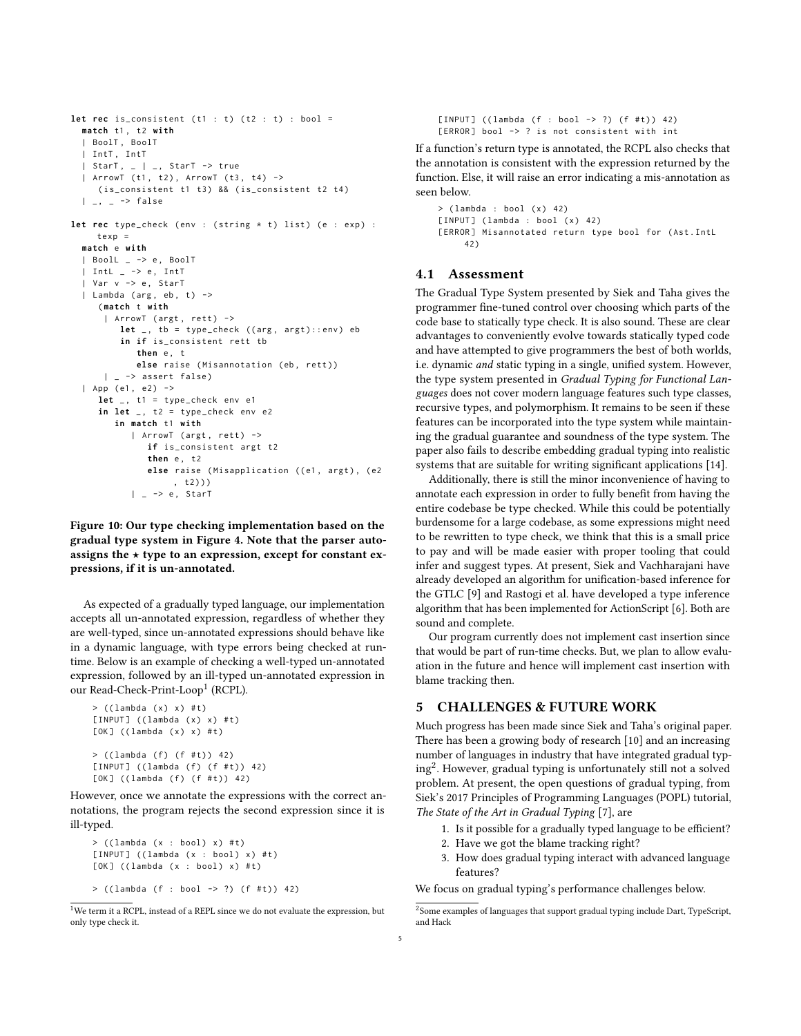```
let rec is_consistent (t1 : t) (t2 : t) : bool =
  match t1, t2 with
  | BoolT, BoolT
  | IntT, IntT
  | StarT, _ | _, StarT -> true
  | ArrowT (t1, t2), ArrowT (t3, t4) ->
     (is_consistent t1 t3) && (is_consistent t2 t4)
  | _, _ -> false

let rec type_check (env : (string * t) list) (e : exp) :
     texp =
  match e with
  | BoolL _ -> e, BoolT
  | IntL _ -> e, IntT
  | Var v -> e, StarT
  | Lambda (arg, eb, t) ->
     (match t with
      | ArrowT (argt, rett) ->
         let _, tb = type_check ((arg, argt)::env) eb
         in if is_consistent rett tb
            then e, t
            else raise (Misannotation (eb, rett))
      | _ -> assert false)
  | App (e1, e2) ->
     let _, t1 = type_check env e1
     in let _, t2 = type_check env e2
        in match t1 with
           | ArrowT (argt, rett) ->
              if is_consistent argt t2
              then e, t2
              else raise (Misapplication ((e1, argt), (e2
                   , t2)))
           | _ -> e, StarT
```

**Figure 10: Our type checking implementation based on the gradual type system in Figure 4. Note that the parser auto-assigns the $\star$ type to an expression, except for constant expressions, if it is un-annotated.**

As expected of a gradually typed language, our implementation accepts all un-annotated expression, regardless of whether they are well-typed, since un-annotated expressions should behave like in a dynamic language, with type errors being checked at run-time. Below is an example of checking a well-typed un-annotated expression, followed by an ill-typed un-annotated expression in our Read-Check-Print-Loop[1] (RCPL).

```
> ((lambda (x) x) #t)
[INPUT] ((lambda (x) x) #t)
[OK] ((lambda (x) x) #t)

> ((lambda (f) (f #t)) 42)
[INPUT] ((lambda (f) (f #t)) 42)
[OK] ((lambda (f) (f #t)) 42)
```

However, once we annotate the expressions with the correct annotations, the program rejects the second expression since it is ill-typed.

```
> ((lambda (x : bool) x) #t)
[INPUT] ((lambda (x : bool) x) #t)
[OK] ((lambda (x : bool) x) #t)

> ((lambda (f : bool -> ?) (f #t)) 42)
[INPUT] ((lambda (f : bool -> ?) (f #t)) 42)
[ERROR] bool -> ? is not consistent with int
```

If a function's return type is annotated, the RCPL also checks that the annotation is consistent with the expression returned by the function. Else, it will raise an error indicating a mis-annotation as seen below.

```
> (lambda : bool (x) 42)
[INPUT] (lambda : bool (x) 42)
[ERROR] Misannotated return type bool for (Ast.IntL
     42)
```

## 4.1 Assessment

The Gradual Type System presented by Siek and Taha gives the programmer fine-tuned control over choosing which parts of the code base to statically type check. It is also sound. These are clear advantages to conveniently evolve towards statically typed code and have attempted to give programmers the best of both worlds, i.e. dynamic *and* static typing in a single, unified system. However, the type system presented in *Gradual Typing for Functional Languages* does not cover modern language features such type classes, recursive types, and polymorphism. It remains to be seen if these features can be incorporated into the type system while maintaining the gradual guarantee and soundness of the type system. The paper also fails to describe embedding gradual typing into realistic systems that are suitable for writing significant applications [14].

Additionally, there is still the minor inconvenience of having to annotate each expression in order to fully benefit from having the entire codebase be type checked. While this could be potentially burdensome for a large codebase, as some expressions might need to be rewritten to type check, we think that this is a small price to pay and will be made easier with proper tooling that could infer and suggest types. At present, Siek and Vachharajani have already developed an algorithm for unification-based inference for the GTLC [9] and Rastogi et al. have developed a type inference algorithm that has been implemented for ActionScript [6]. Both are sound and complete.

Our program currently does not implement cast insertion since that would be part of run-time checks. But, we plan to allow evaluation in the future and hence will implement cast insertion with blame tracking then.

# 5 CHALLENGES & FUTURE WORK

Much progress has been made since Siek and Taha's original paper. There has been a growing body of research [10] and an increasing number of languages in industry that have integrated gradual typing[2]. However, gradual typing is unfortunately still not a solved problem. At present, the open questions of gradual typing, from Siek's 2017 Principles of Programming Languages (POPL) tutorial, *The State of the Art in Gradual Typing* [7], are

1. Is it possible for a gradually typed language to be efficient?
2. Have we got the blame tracking right?
3. How does gradual typing interact with advanced language features?

We focus on gradual typing's performance challenges below.

[1] We term it a RCPL, instead of a REPL since we do not evaluate the expression, but only type check it.

[2] Some examples of languages that support gradual typing include Dart, TypeScript, and Hack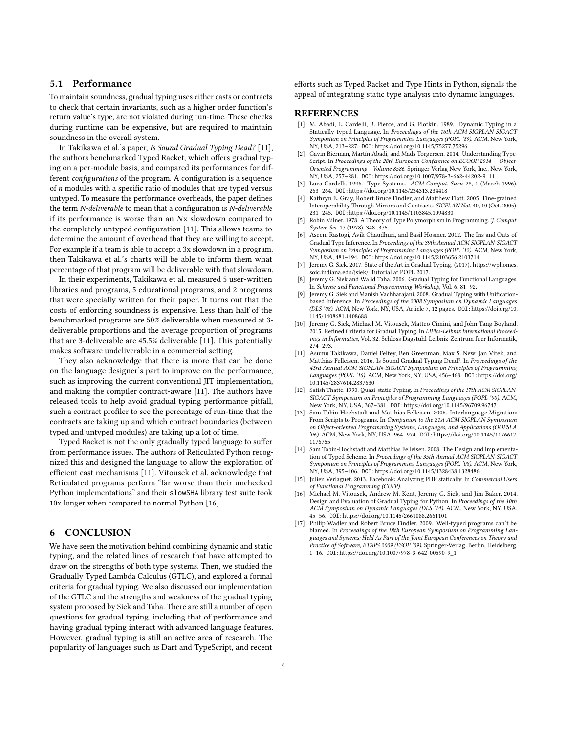## 5.1 Performance

To maintain soundness, gradual typing uses either casts or contracts to check that certain invariants, such as a higher order function's return value's type, are not violated during run-time. These checks during runtime can be expensive, but are required to maintain soundness in the overall system.

In Takikawa et al.'s paper, *Is Sound Gradual Typing Dead?* [11], the authors benchmarked Typed Racket, which offers gradual typing on a per-module basis, and compared its performances for different *configurations* of the program. A configuration is a sequence of $n$ modules with a specific ratio of modules that are typed versus untyped. To measure the performance overheads, the paper defines the term *N-deliverable* to mean that a configuration is *N-deliverable* if its performance is worse than an $N$x slowdown compared to the completely untyped configuration [11]. This allows teams to determine the amount of overhead that they are willing to accept. For example if a team is able to accept a 3x slowdown in a program, then Takikawa et al.'s charts will be able to inform them what percentage of that program will be deliverable with that slowdown.

In their experiments, Takikawa et al. measured 5 user-written libraries and programs, 5 educational programs, and 2 programs that were specially written for their paper. It turns out that the costs of enforcing soundness is expensive. Less than half of the benchmarked programs are 50% deliverable when measured at 3-deliverable proportions and the average proportion of programs that are 3-deliverable are 45.5% deliverable [11]. This potentially makes software undeliverable in a commercial setting.

They also acknowledge that there is more that can be done on the language designer's part to improve on the performance, such as improving the current conventional JIT implementation, and making the compiler contract-aware [11]. The authors have released tools to help avoid gradual typing performance pitfall, such a contract profiler to see the percentage of run-time that the contracts are taking up and which contract boundaries (between typed and untyped modules) are taking up a lot of time.

Typed Racket is not the only gradually typed language to suffer from performance issues. The authors of Reticulated Python recognized this and designed the language to allow the exploration of efficient cast mechanisms [11]. Vitousek et al. acknowledge that Reticulated programs perform "far worse than their unchecked Python implementations" and their `slowSHA` library test suite took 10x longer when compared to normal Python [16].

# 6 CONCLUSION

We have seen the motivation behind combining dynamic and static typing, and the related lines of research that have attempted to draw on the strengths of both type systems. Then, we studied the Gradually Typed Lambda Calculus (GTLC), and explored a formal criteria for gradual typing. We also discussed our implementation of the GTLC and the strengths and weakness of the gradual typing system proposed by Siek and Taha. There are still a number of open questions for gradual typing, including that of performance and having gradual typing interact with advanced language features. However, gradual typing is still an active area of research. The popularity of languages such as Dart and TypeScript, and recent efforts such as Typed Racket and Type Hints in Python, signals the appeal of integrating static type analysis into dynamic languages.

# REFERENCES

[1] M. Abadi, L. Cardelli, B. Pierce, and G. Plotkin. 1989. Dynamic Typing in a Statically-typed Language. In *Proceedings of the 16th ACM SIGPLAN-SIGACT Symposium on Principles of Programming Languages (POPL '89)*. ACM, New York, NY, USA, 213–227. DOI: https://doi.org/10.1145/75277.75296

[2] Gavin Bierman, Martín Abadi, and Mads Torgersen. 2014. Understanding TypeScript. In *Proceedings of the 28th European Conference on ECOOP 2014 — Object-Oriented Programming - Volume 8586*. Springer-Verlag New York, Inc., New York, NY, USA, 257–281. DOI: https://doi.org/10.1007/978-3-662-44202-9_11

[3] Luca Cardelli. 1996. Type Systems. *ACM Comput. Surv.* 28, 1 (March 1996), 263–264. DOI: https://doi.org/10.1145/234313.234418

[4] Kathryn E. Gray, Robert Bruce Findler, and Matthew Flatt. 2005. Fine-grained Interoperability Through Mirrors and Contracts. *SIGPLAN Not.* 40, 10 (Oct. 2005), 231–245. DOI: https://doi.org/10.1145/1103845.1094830

[5] Robin Milner. 1978. A Theory of Type Polymorphism in Programming. *J. Comput. System Sci.* 17 (1978), 348–375.

[6] Aseem Rastogi, Avik Chaudhuri, and Basil Hosmer. 2012. The Ins and Outs of Gradual Type Inference. In *Proceedings of the 39th Annual ACM SIGPLAN-SIGACT Symposium on Principles of Programming Languages (POPL '12)*. ACM, New York, NY, USA, 481–494. DOI: https://doi.org/10.1145/2103656.2103714

[7] Jeremy G. Siek. 2017. State of the Art in Gradual Typing. (2017). https://wphomes.soic.indiana.edu/jsiek/ Tutorial at POPL 2017.

[8] Jeremy G. Siek and Walid Taha. 2006. Gradual Typing for Functional Languages. In *Scheme and Functional Programming Workshop*, Vol. 6. 81–92.

[9] Jeremy G. Siek and Manish Vachharajani. 2008. Gradual Typing with Unification-based Inference. In *Proceedings of the 2008 Symposium on Dynamic Languages (DLS '08)*. ACM, New York, NY, USA, Article 7, 12 pages. DOI: https://doi.org/10.1145/1408681.1408688

[10] Jeremy G. Siek, Michael M. Vitousek, Matteo Cimini, and John Tang Boyland. 2015. Refined Criteria for Gradual Typing. In *LIPIcs-Leibniz International Proceedings in Informatics*, Vol. 32. Schloss Dagstuhl-Leibniz-Zentrum fuer Informatik, 274–293.

[11] Asumu Takikawa, Daniel Feltey, Ben Greenman, Max S. New, Jan Vitek, and Matthias Felleisen. 2016. Is Sound Gradual Typing Dead?. In *Proceedings of the 43rd Annual ACM SIGPLAN-SIGACT Symposium on Principles of Programming Languages (POPL '16)*. ACM, New York, NY, USA, 456–468. DOI: https://doi.org/10.1145/2837614.2837630

[12] Satish Thatte. 1990. Quasi-static Typing. In *Proceedings of the 17th ACM SIGPLAN-SIGACT Symposium on Principles of Programming Languages (POPL '90)*. ACM, New York, NY, USA, 367–381. DOI: https://doi.org/10.1145/96709.96747

[13] Sam Tobin-Hochstadt and Matthias Felleisen. 2006. Interlanguage Migration: From Scripts to Programs. In *Companion to the 21st ACM SIGPLAN Symposium on Object-oriented Programming Systems, Languages, and Applications (OOPSLA '06)*. ACM, New York, NY, USA, 964–974. DOI: https://doi.org/10.1145/1176617.1176755

[14] Sam Tobin-Hochstadt and Matthias Felleisen. 2008. The Design and Implementation of Typed Scheme. In *Proceedings of the 35th Annual ACM SIGPLAN-SIGACT Symposium on Principles of Programming Languages (POPL '08)*. ACM, New York, NY, USA, 395–406. DOI: https://doi.org/10.1145/1328438.1328486

[15] Julien Verlaguet. 2013. Facebook: Analyzing PHP statically. In *Commercial Users of Functional Programming (CUFP)*.

[16] Michael M. Vitousek, Andrew M. Kent, Jeremy G. Siek, and Jim Baker. 2014. Design and Evaluation of Gradual Typing for Python. In *Proceedings of the 10th ACM Symposium on Dynamic Languages (DLS '14)*. ACM, New York, NY, USA, 45–56. DOI: https://doi.org/10.1145/2661088.2661101

[17] Philip Wadler and Robert Bruce Findler. 2009. Well-typed programs can't be blamed. In *Proceedings of the 18th European Symposium on Programming Languages and Systems: Held As Part of the Joint European Conferences on Theory and Practice of Software, ETAPS 2009 (ESOP '09)*. Springer-Verlag, Berlin, Heidelberg, 1–16. DOI: https://doi.org/10.1007/978-3-642-00590-9_1